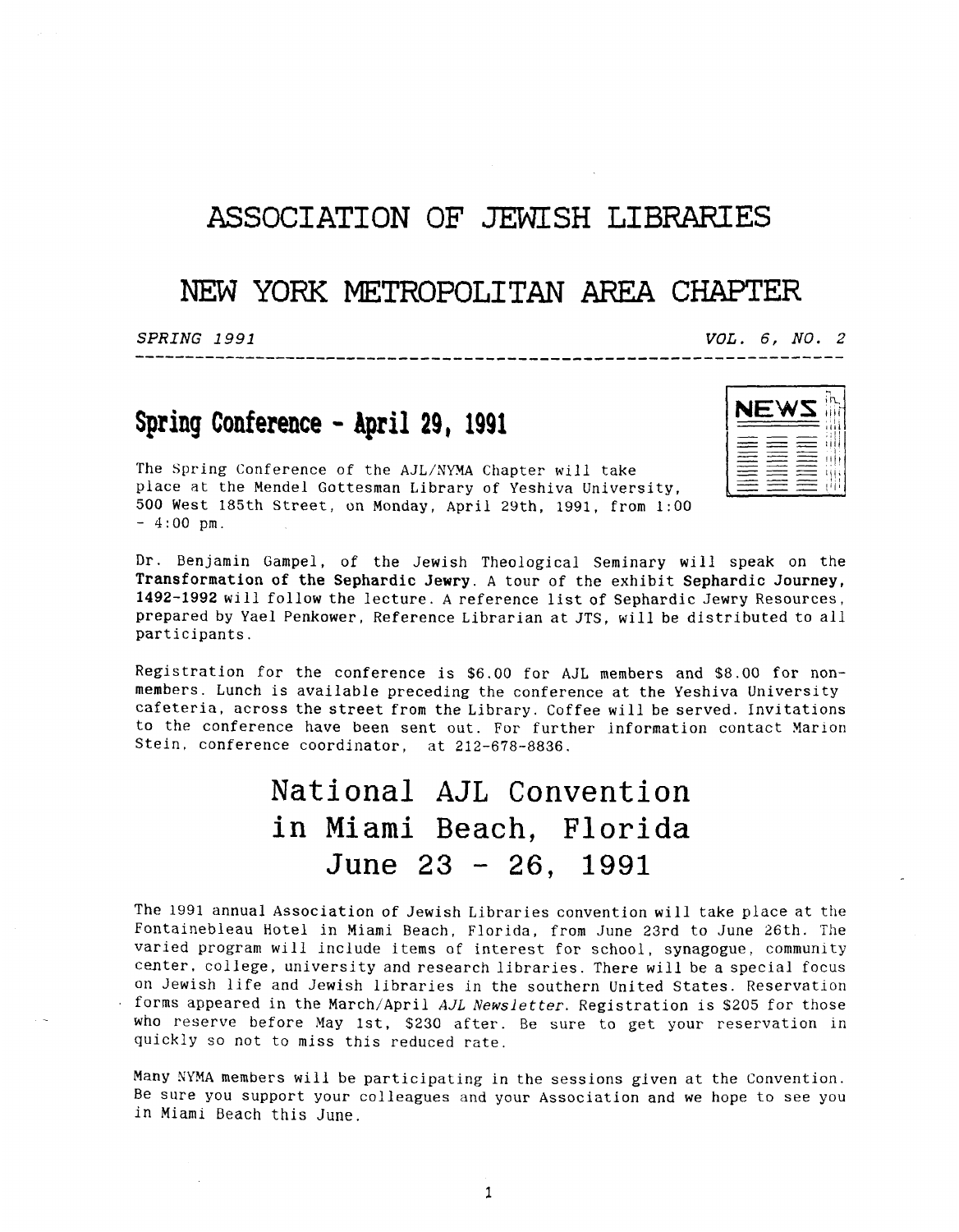# ASSOCIATION OF JEWISH LIBRARIES

# NEW YORK METROPOLITAN AREA CHAPTER

*SPRING 1991* *VOL. 6, NO. 2*

## Spring Conference - April 29, 1991

The Spring Conference of the AJL/NYMA Chapter will take place at the Mendel Gottesman Library of Yeshiva University, 500 West 185th Street, on Monday, April 29th, 1991, from 1:00 - 4:00 pm.

Dr. Benjamin Gampel, of the Jewish Theological Seminary will speak on the **Transformation of the Sephardic Jewry**. A tour of the exhibit **Sephardic Journey, 1492-1992** will follow the lecture. A reference list of Sephardic Jewry Resources, prepared by Yael Penkower, Reference Librarian at JTS, will be distributed to all participants.

Registration for the conference is $6.00 for AJL members and $8.00 for non-members. Lunch is available preceding the conference at the Yeshiva University cafeteria, across the street from the Library. Coffee will be served. Invitations to the conference have been sent out. For further information contact Marion Stein, conference coordinator, at 212-678-8836.

## National AJL Convention in Miami Beach, Florida June 23 - 26, 1991

The 1991 annual Association of Jewish Libraries convention will take place at the Fontainebleau Hotel in Miami Beach, Florida, from June 23rd to June 26th. The varied program will include items of interest for school, synagogue, community center, college, university and research libraries. There will be a special focus on Jewish life and Jewish libraries in the southern United States. Reservation forms appeared in the March/April *AJL Newsletter*. Registration is $205 for those who reserve before May 1st, $230 after. Be sure to get your reservation in quickly so not to miss this reduced rate.

Many NYMA members will be participating in the sessions given at the Convention. Be sure you support your colleagues and your Association and we hope to see you in Miami Beach this June.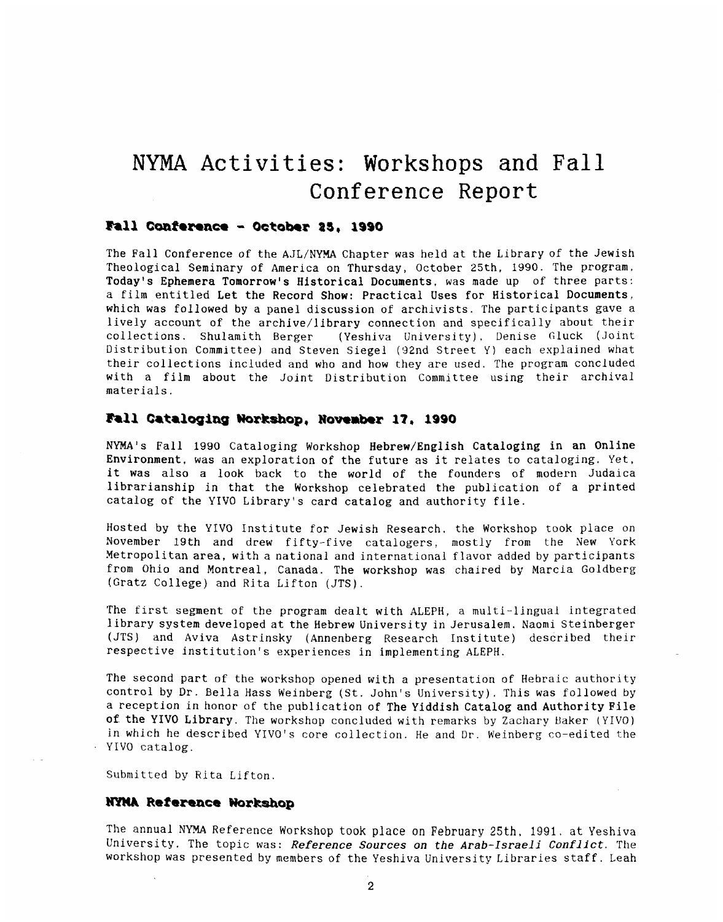# NYMA Activities: Workshops and Fall Conference Report

### Fall Conference - October 25, 1990

The Fall Conference of the AJL/NYMA Chapter was held at the Library of the Jewish Theological Seminary of America on Thursday, October 25th, 1990. The program, **Today's Ephemera Tomorrow's Historical Documents**, was made up of three parts: a film entitled **Let the Record Show: Practical Uses for Historical Documents**, which was followed by a panel discussion of archivists. The participants gave a lively account of the archive/library connection and specifically about their collections. Shulamith Berger (Yeshiva University), Denise Gluck (Joint Distribution Committee) and Steven Siegel (92nd Street Y) each explained what their collections included and who and how they are used. The program concluded with a film about the Joint Distribution Committee using their archival materials.

### Fall Cataloging Workshop, November 17, 1990

NYMA's Fall 1990 Cataloging Workshop **Hebrew/English Cataloging in an Online Environment**, was an exploration of the future as it relates to cataloging. Yet, it was also a look back to the world of the founders of modern Judaica librarianship in that the Workshop celebrated the publication of a printed catalog of the YIVO Library's card catalog and authority file.

Hosted by the YIVO Institute for Jewish Research, the Workshop took place on November 19th and drew fifty-five catalogers, mostly from the New York Metropolitan area, with a national and international flavor added by participants from Ohio and Montreal, Canada. The workshop was chaired by Marcia Goldberg (Gratz College) and Rita Lifton (JTS).

The first segment of the program dealt with ALEPH, a multi-lingual integrated library system developed at the Hebrew University in Jerusalem. Naomi Steinberger (JTS) and Aviva Astrinsky (Annenberg Research Institute) described their respective institution's experiences in implementing ALEPH.

The second part of the workshop opened with a presentation of Hebraic authority control by Dr. Bella Hass Weinberg (St. John's University). This was followed by a reception in honor of the publication of **The Yiddish Catalog and Authority File of the YIVO Library**. The workshop concluded with remarks by Zachary Baker (YIVO) in which he described YIVO's core collection. He and Dr. Weinberg co-edited the YIVO catalog.

Submitted by Rita Lifton.

### NYMA Reference Workshop

The annual NYMA Reference Workshop took place on February 25th, 1991, at Yeshiva University. The topic was: ***Reference Sources on the Arab-Israeli Conflict***. The workshop was presented by members of the Yeshiva University Libraries staff. Leah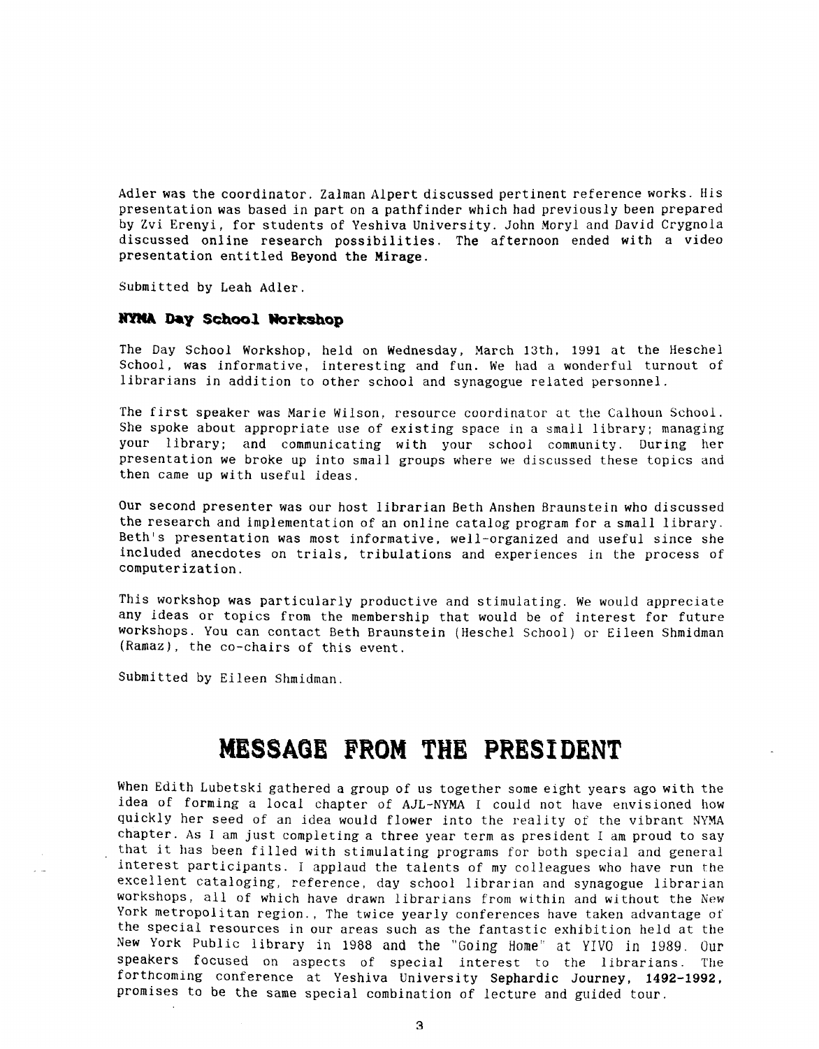Adler was the coordinator. Zalman Alpert discussed pertinent reference works. His presentation was based in part on a pathfinder which had previously been prepared by Zvi Erenyi, for students of Yeshiva University. John Moryl and David Crygnola discussed online research possibilities. The afternoon ended with a video presentation entitled **Beyond the Mirage**.

Submitted by Leah Adler.

### NYMA Day School Workshop

The Day School Workshop, held on Wednesday, March 13th, 1991 at the Heschel School, was informative, interesting and fun. We had a wonderful turnout of librarians in addition to other school and synagogue related personnel.

The first speaker was Marie Wilson, resource coordinator at the Calhoun School. She spoke about appropriate use of existing space in a small library; managing your library; and communicating with your school community. During her presentation we broke up into small groups where we discussed these topics and then came up with useful ideas.

Our second presenter was our host librarian Beth Anshen Braunstein who discussed the research and implementation of an online catalog program for a small library. Beth's presentation was most informative, well-organized and useful since she included anecdotes on trials, tribulations and experiences in the process of computerization.

This workshop was particularly productive and stimulating. We would appreciate any ideas or topics from the membership that would be of interest for future workshops. You can contact Beth Braunstein (Heschel School) or Eileen Shmidman (Ramaz), the co-chairs of this event.

Submitted by Eileen Shmidman.

# MESSAGE FROM THE PRESIDENT

When Edith Lubetski gathered a group of us together some eight years ago with the idea of forming a local chapter of AJL-NYMA I could not have envisioned how quickly her seed of an idea would flower into the reality of the vibrant NYMA chapter. As I am just completing a three year term as president I am proud to say that it has been filled with stimulating programs for both special and general interest participants. I applaud the talents of my colleagues who have run the excellent cataloging, reference, day school librarian and synagogue librarian workshops, all of which have drawn librarians from within and without the New York metropolitan region., The twice yearly conferences have taken advantage of the special resources in our areas such as the fantastic exhibition held at the New York Public library in 1988 and the "Going Home" at YIVO in 1989. Our speakers focused on aspects of special interest to the librarians. The forthcoming conference at Yeshiva University **Sephardic Journey, 1492-1992,** promises to be the same special combination of lecture and guided tour.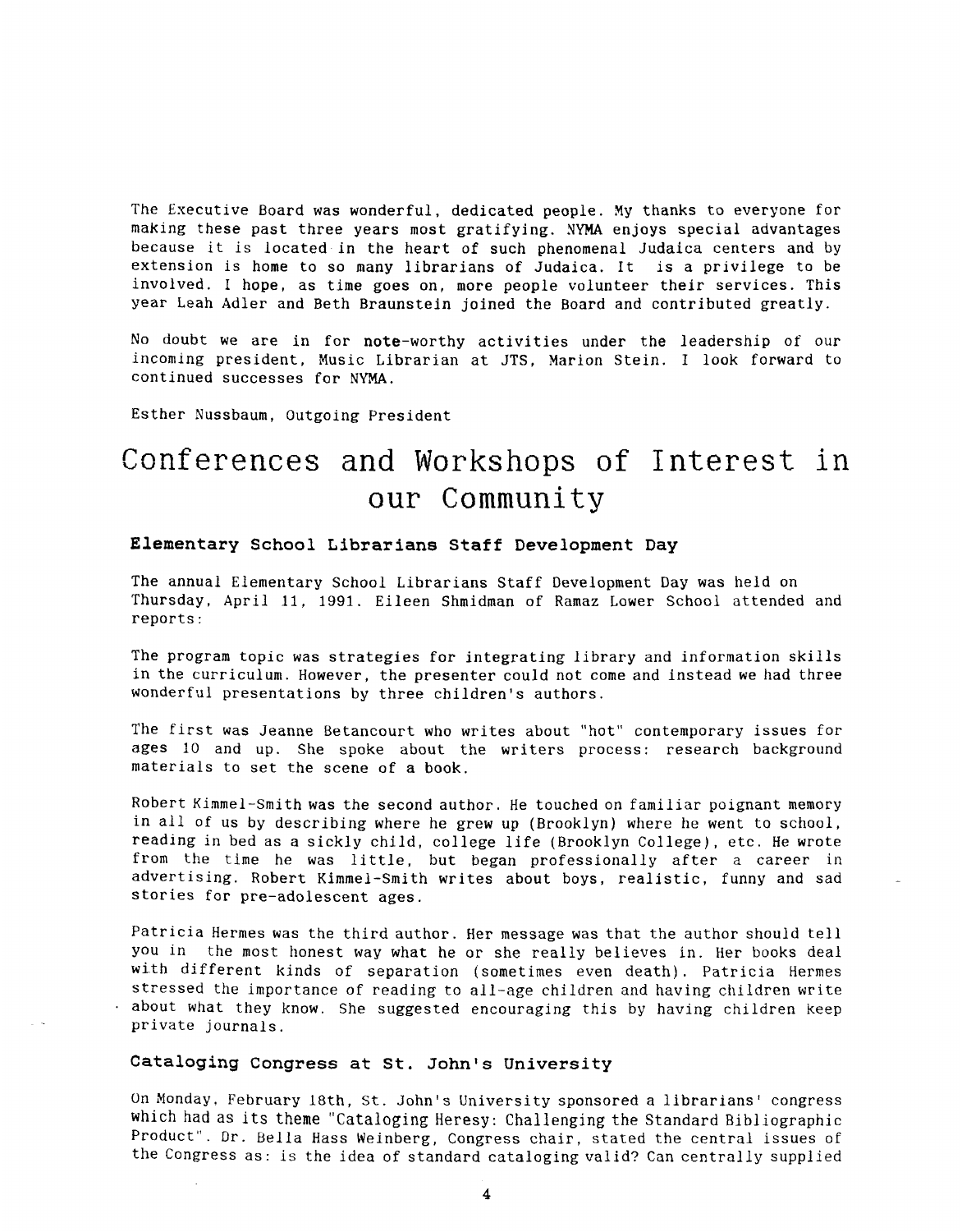The Executive Board was wonderful, dedicated people. My thanks to everyone for making these past three years most gratifying. NYMA enjoys special advantages because it is located in the heart of such phenomenal Judaica centers and by extension is home to so many librarians of Judaica. It is a privilege to be involved. I hope, as time goes on, more people volunteer their services. This year Leah Adler and Beth Braunstein joined the Board and contributed greatly.

No doubt we are in for **note**-worthy activities under the leadership of our incoming president, Music Librarian at JTS, Marion Stein. I look forward to continued successes for NYMA.

Esther Nussbaum, Outgoing President

# Conferences and Workshops of Interest in our Community

### Elementary School Librarians Staff Development Day

The annual Elementary School Librarians Staff Development Day was held on Thursday, April 11, 1991. Eileen Shmidman of Ramaz Lower School attended and reports:

The program topic was strategies for integrating library and information skills in the curriculum. However, the presenter could not come and instead we had three wonderful presentations by three children's authors.

The first was Jeanne Betancourt who writes about "hot" contemporary issues for ages 10 and up. She spoke about the writers process: research background materials to set the scene of a book.

Robert Kimmel-Smith was the second author. He touched on familiar poignant memory in all of us by describing where he grew up (Brooklyn) where he went to school, reading in bed as a sickly child, college life (Brooklyn College), etc. He wrote from the time he was little, but began professionally after a career in advertising. Robert Kimmel-Smith writes about boys, realistic, funny and sad stories for pre-adolescent ages.

Patricia Hermes was the third author. Her message was that the author should tell you in the most honest way what he or she really believes in. Her books deal with different kinds of separation (sometimes even death). Patricia Hermes stressed the importance of reading to all-age children and having children write about what they know. She suggested encouraging this by having children keep private journals.

### Cataloging Congress at St. John's University

On Monday, February 18th, St. John's University sponsored a librarians' congress which had as its theme "Cataloging Heresy: Challenging the Standard Bibliographic Product". Dr. Bella Hass Weinberg, Congress chair, stated the central issues of the Congress as: is the idea of standard cataloging valid? Can centrally supplied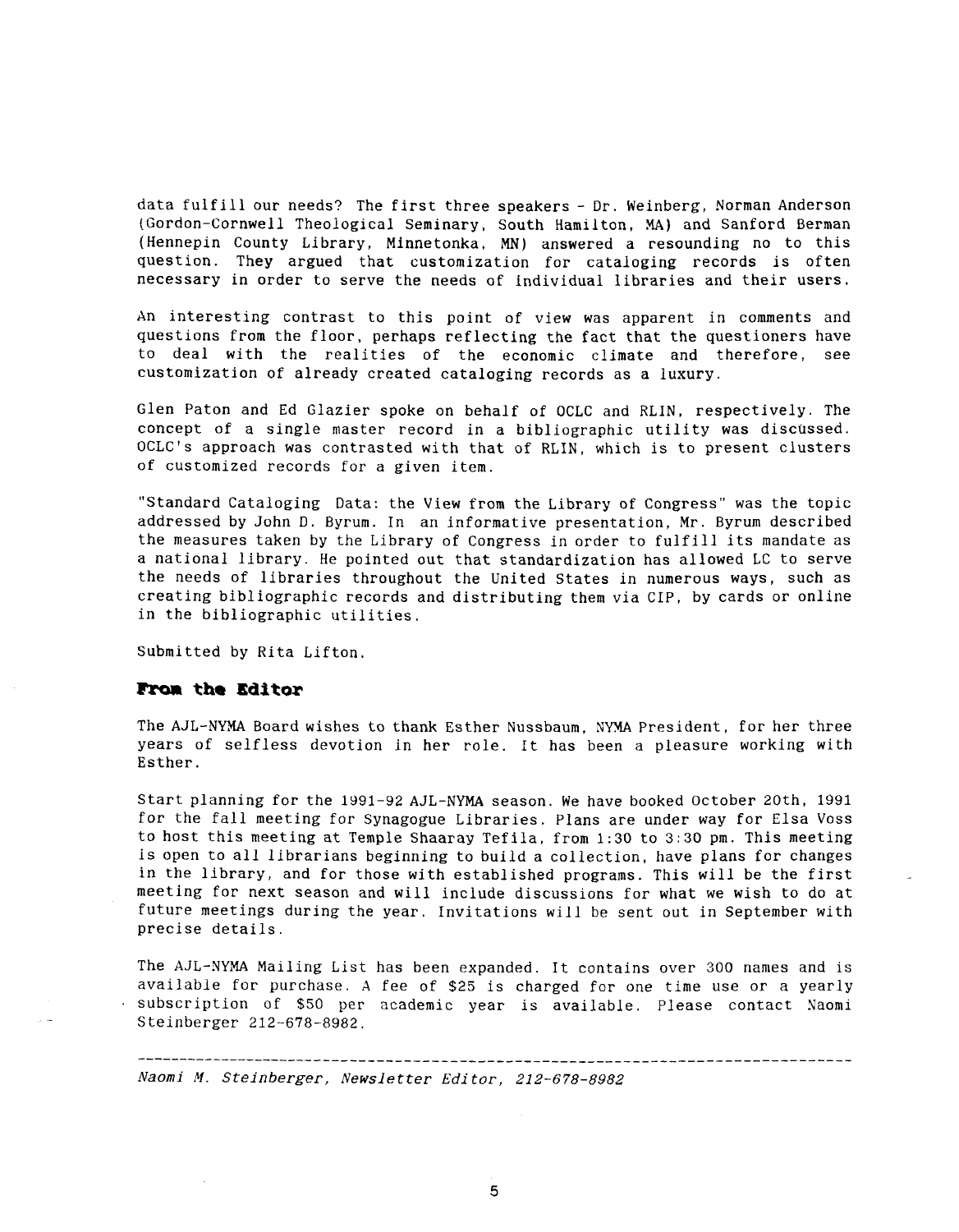data fulfill our needs? The first three speakers - Dr. Weinberg, Norman Anderson (Gordon-Cornwell Theological Seminary, South Hamilton, MA) and Sanford Berman (Hennepin County Library, Minnetonka, MN) answered a resounding no to this question. They argued that customization for cataloging records is often necessary in order to serve the needs of individual libraries and their users.

An interesting contrast to this point of view was apparent in comments and questions from the floor, perhaps reflecting the fact that the questioners have to deal with the realities of the economic climate and therefore, see customization of already created cataloging records as a luxury.

Glen Paton and Ed Glazier spoke on behalf of OCLC and RLIN, respectively. The concept of a single master record in a bibliographic utility was discussed. OCLC's approach was contrasted with that of RLIN, which is to present clusters of customized records for a given item.

"Standard Cataloging Data: the View from the Library of Congress" was the topic addressed by John D. Byrum. In an informative presentation, Mr. Byrum described the measures taken by the Library of Congress in order to fulfill its mandate as a national library. He pointed out that standardization has allowed LC to serve the needs of libraries throughout the United States in numerous ways, such as creating bibliographic records and distributing them via CIP, by cards or online in the bibliographic utilities.

Submitted by Rita Lifton.

## From the Editor

The AJL-NYMA Board wishes to thank Esther Nussbaum, NYMA President, for her three years of selfless devotion in her role. It has been a pleasure working with Esther.

Start planning for the 1991-92 AJL-NYMA season. We have booked October 20th, 1991 for the fall meeting for Synagogue Libraries. Plans are under way for Elsa Voss to host this meeting at Temple Shaaray Tefila, from 1:30 to 3:30 pm. This meeting is open to all librarians beginning to build a collection, have plans for changes in the library, and for those with established programs. This will be the first meeting for next season and will include discussions for what we wish to do at future meetings during the year. Invitations will be sent out in September with precise details.

The AJL-NYMA Mailing List has been expanded. It contains over 300 names and is available for purchase. A fee of $25 is charged for one time use or a yearly subscription of $50 per academic year is available. Please contact Naomi Steinberger 212-678-8982.

---

*Naomi M. Steinberger, Newsletter Editor, 212-678-8982*